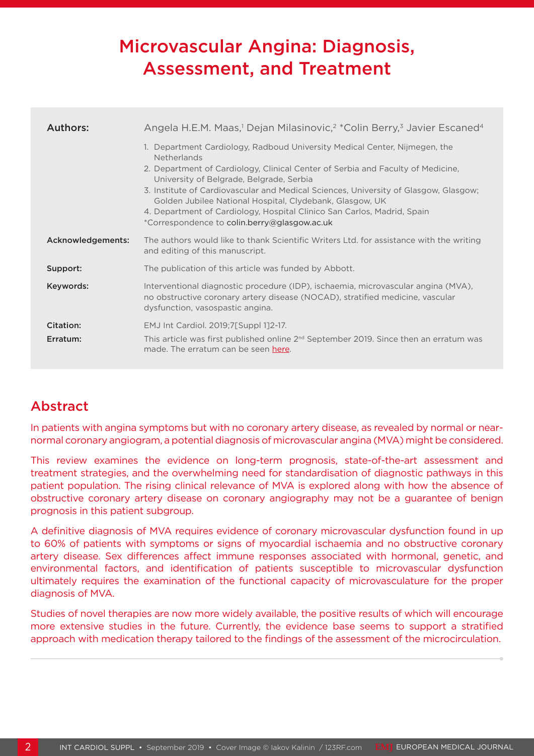# Microvascular Angina: Diagnosis, Assessment, and Treatment

**Authors:** Angela H.E.M. Maas,[1] Dejan Milasinovic,[2] *Colin Berry,[3] Javier Escaned[4]

1. Department Cardiology, Radboud University Medical Center, Nijmegen, the Netherlands
2. Department of Cardiology, Clinical Center of Serbia and Faculty of Medicine, University of Belgrade, Belgrade, Serbia
3. Institute of Cardiovascular and Medical Sciences, University of Glasgow, Glasgow; Golden Jubilee National Hospital, Clydebank, Glasgow, UK
4. Department of Cardiology, Hospital Clinico San Carlos, Madrid, Spain

*Correspondence to colin.berry@glasgow.ac.uk

**Acknowledgements:** The authors would like to thank Scientific Writers Ltd. for assistance with the writing and editing of this manuscript.

**Support:** The publication of this article was funded by Abbott.

**Keywords:** Interventional diagnostic procedure (IDP), ischaemia, microvascular angina (MVA), no obstructive coronary artery disease (NOCAD), stratified medicine, vascular dysfunction, vasospastic angina.

**Citation:** EMJ Int Cardiol. 2019;7[Suppl 1]2-17.

**Erratum:** This article was first published online 2nd September 2019. Since then an erratum was made. The erratum can be seen here.

## Abstract

In patients with angina symptoms but with no coronary artery disease, as revealed by normal or near-normal coronary angiogram, a potential diagnosis of microvascular angina (MVA) might be considered.

This review examines the evidence on long-term prognosis, state-of-the-art assessment and treatment strategies, and the overwhelming need for standardisation of diagnostic pathways in this patient population. The rising clinical relevance of MVA is explored along with how the absence of obstructive coronary artery disease on coronary angiography may not be a guarantee of benign prognosis in this patient subgroup.

A definitive diagnosis of MVA requires evidence of coronary microvascular dysfunction found in up to 60% of patients with symptoms or signs of myocardial ischaemia and no obstructive coronary artery disease. Sex differences affect immune responses associated with hormonal, genetic, and environmental factors, and identification of patients susceptible to microvascular dysfunction ultimately requires the examination of the functional capacity of microvasculature for the proper diagnosis of MVA.

Studies of novel therapies are now more widely available, the positive results of which will encourage more extensive studies in the future. Currently, the evidence base seems to support a stratified approach with medication therapy tailored to the findings of the assessment of the microcirculation.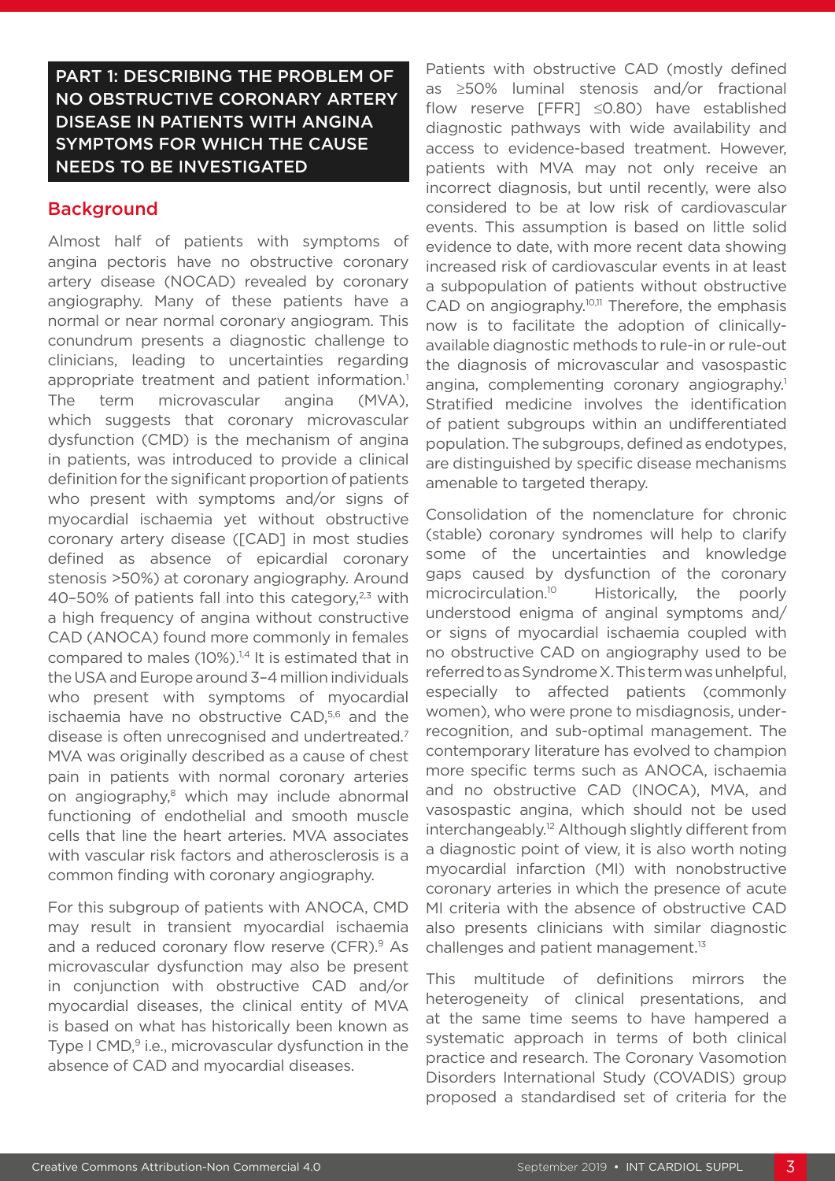## PART 1: DESCRIBING THE PROBLEM OF NO OBSTRUCTIVE CORONARY ARTERY DISEASE IN PATIENTS WITH ANGINA SYMPTOMS FOR WHICH THE CAUSE NEEDS TO BE INVESTIGATED

### Background

Almost half of patients with symptoms of angina pectoris have no obstructive coronary artery disease (NOCAD) revealed by coronary angiography. Many of these patients have a normal or near normal coronary angiogram. This conundrum presents a diagnostic challenge to clinicians, leading to uncertainties regarding appropriate treatment and patient information.[1] The term microvascular angina (MVA), which suggests that coronary microvascular dysfunction (CMD) is the mechanism of angina in patients, was introduced to provide a clinical definition for the significant proportion of patients who present with symptoms and/or signs of myocardial ischaemia yet without obstructive coronary artery disease ([CAD] in most studies defined as absence of epicardial coronary stenosis >50%) at coronary angiography. Around 40–50% of patients fall into this category,[2,3] with a high frequency of angina without constructive CAD (ANOCA) found more commonly in females compared to males (10%).[1,4] It is estimated that in the USA and Europe around 3–4 million individuals who present with symptoms of myocardial ischaemia have no obstructive CAD,[5,6] and the disease is often unrecognised and undertreated.[7] MVA was originally described as a cause of chest pain in patients with normal coronary arteries on angiography,[8] which may include abnormal functioning of endothelial and smooth muscle cells that line the heart arteries. MVA associates with vascular risk factors and atherosclerosis is a common finding with coronary angiography.

For this subgroup of patients with ANOCA, CMD may result in transient myocardial ischaemia and a reduced coronary flow reserve (CFR).[9] As microvascular dysfunction may also be present in conjunction with obstructive CAD and/or myocardial diseases, the clinical entity of MVA is based on what has historically been known as Type I CMD,[9] i.e., microvascular dysfunction in the absence of CAD and myocardial diseases.

Patients with obstructive CAD (mostly defined as ≥50% luminal stenosis and/or fractional flow reserve [FFR] ≤0.80) have established diagnostic pathways with wide availability and access to evidence-based treatment. However, patients with MVA may not only receive an incorrect diagnosis, but until recently, were also considered to be at low risk of cardiovascular events. This assumption is based on little solid evidence to date, with more recent data showing increased risk of cardiovascular events in at least a subpopulation of patients without obstructive CAD on angiography.[10,11] Therefore, the emphasis now is to facilitate the adoption of clinically-available diagnostic methods to rule-in or rule-out the diagnosis of microvascular and vasospastic angina, complementing coronary angiography.[1] Stratified medicine involves the identification of patient subgroups within an undifferentiated population. The subgroups, defined as endotypes, are distinguished by specific disease mechanisms amenable to targeted therapy.

Consolidation of the nomenclature for chronic (stable) coronary syndromes will help to clarify some of the uncertainties and knowledge gaps caused by dysfunction of the coronary microcirculation.[10] Historically, the poorly understood enigma of anginal symptoms and/or signs of myocardial ischaemia coupled with no obstructive CAD on angiography used to be referred to as Syndrome X. This term was unhelpful, especially to affected patients (commonly women), who were prone to misdiagnosis, under-recognition, and sub-optimal management. The contemporary literature has evolved to champion more specific terms such as ANOCA, ischaemia and no obstructive CAD (INOCA), MVA, and vasospastic angina, which should not be used interchangeably.[12] Although slightly different from a diagnostic point of view, it is also worth noting myocardial infarction (MI) with nonobstructive coronary arteries in which the presence of acute MI criteria with the absence of obstructive CAD also presents clinicians with similar diagnostic challenges and patient management.[13]

This multitude of definitions mirrors the heterogeneity of clinical presentations, and at the same time seems to have hampered a systematic approach in terms of both clinical practice and research. The Coronary Vasomotion Disorders International Study (COVADIS) group proposed a standardised set of criteria for the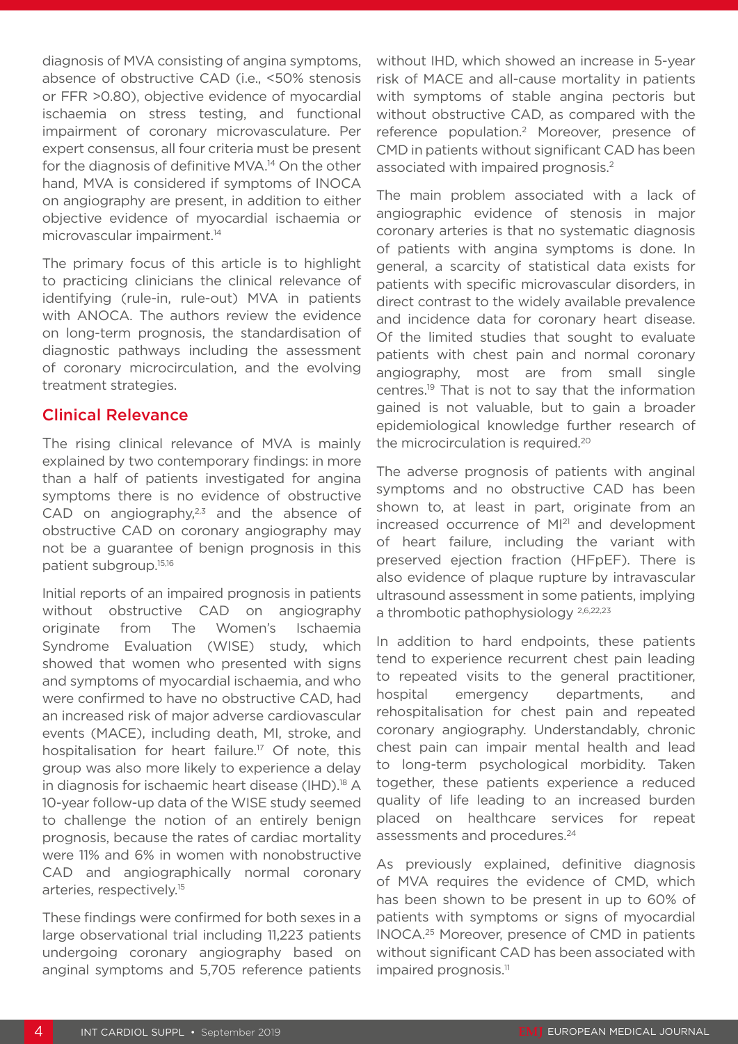diagnosis of MVA consisting of angina symptoms, absence of obstructive CAD (i.e., <50% stenosis or FFR >0.80), objective evidence of myocardial ischaemia on stress testing, and functional impairment of coronary microvasculature. Per expert consensus, all four criteria must be present for the diagnosis of definitive MVA.[14] On the other hand, MVA is considered if symptoms of INOCA on angiography are present, in addition to either objective evidence of myocardial ischaemia or microvascular impairment.[14]

The primary focus of this article is to highlight to practicing clinicians the clinical relevance of identifying (rule-in, rule-out) MVA in patients with ANOCA. The authors review the evidence on long-term prognosis, the standardisation of diagnostic pathways including the assessment of coronary microcirculation, and the evolving treatment strategies.

## Clinical Relevance

The rising clinical relevance of MVA is mainly explained by two contemporary findings: in more than a half of patients investigated for angina symptoms there is no evidence of obstructive CAD on angiography,[2,3] and the absence of obstructive CAD on coronary angiography may not be a guarantee of benign prognosis in this patient subgroup.[15,16]

Initial reports of an impaired prognosis in patients without obstructive CAD on angiography originate from The Women's Ischaemia Syndrome Evaluation (WISE) study, which showed that women who presented with signs and symptoms of myocardial ischaemia, and who were confirmed to have no obstructive CAD, had an increased risk of major adverse cardiovascular events (MACE), including death, MI, stroke, and hospitalisation for heart failure.[17] Of note, this group was also more likely to experience a delay in diagnosis for ischaemic heart disease (IHD).[18] A 10-year follow-up data of the WISE study seemed to challenge the notion of an entirely benign prognosis, because the rates of cardiac mortality were 11% and 6% in women with nonobstructive CAD and angiographically normal coronary arteries, respectively.[15]

These findings were confirmed for both sexes in a large observational trial including 11,223 patients undergoing coronary angiography based on anginal symptoms and 5,705 reference patients without IHD, which showed an increase in 5-year risk of MACE and all-cause mortality in patients with symptoms of stable angina pectoris but without obstructive CAD, as compared with the reference population.[2] Moreover, presence of CMD in patients without significant CAD has been associated with impaired prognosis.[2]

The main problem associated with a lack of angiographic evidence of stenosis in major coronary arteries is that no systematic diagnosis of patients with angina symptoms is done. In general, a scarcity of statistical data exists for patients with specific microvascular disorders, in direct contrast to the widely available prevalence and incidence data for coronary heart disease. Of the limited studies that sought to evaluate patients with chest pain and normal coronary angiography, most are from small single centres.[19] That is not to say that the information gained is not valuable, but to gain a broader epidemiological knowledge further research of the microcirculation is required.[20]

The adverse prognosis of patients with anginal symptoms and no obstructive CAD has been shown to, at least in part, originate from an increased occurrence of MI[21] and development of heart failure, including the variant with preserved ejection fraction (HFpEF). There is also evidence of plaque rupture by intravascular ultrasound assessment in some patients, implying a thrombotic pathophysiology [2,6,22,23]

In addition to hard endpoints, these patients tend to experience recurrent chest pain leading to repeated visits to the general practitioner, hospital emergency departments, and rehospitalisation for chest pain and repeated coronary angiography. Understandably, chronic chest pain can impair mental health and lead to long-term psychological morbidity. Taken together, these patients experience a reduced quality of life leading to an increased burden placed on healthcare services for repeat assessments and procedures.[24]

As previously explained, definitive diagnosis of MVA requires the evidence of CMD, which has been shown to be present in up to 60% of patients with symptoms or signs of myocardial INOCA.[25] Moreover, presence of CMD in patients without significant CAD has been associated with impaired prognosis.[11]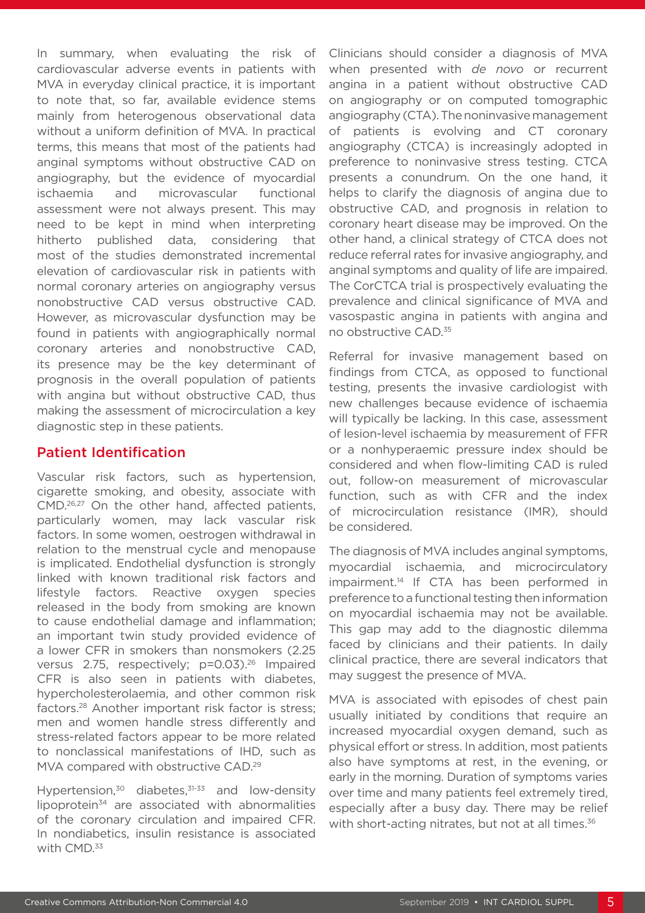In summary, when evaluating the risk of cardiovascular adverse events in patients with MVA in everyday clinical practice, it is important to note that, so far, available evidence stems mainly from heterogenous observational data without a uniform definition of MVA. In practical terms, this means that most of the patients had anginal symptoms without obstructive CAD on angiography, but the evidence of myocardial ischaemia and microvascular functional assessment were not always present. This may need to be kept in mind when interpreting hitherto published data, considering that most of the studies demonstrated incremental elevation of cardiovascular risk in patients with normal coronary arteries on angiography versus nonobstructive CAD versus obstructive CAD. However, as microvascular dysfunction may be found in patients with angiographically normal coronary arteries and nonobstructive CAD, its presence may be the key determinant of prognosis in the overall population of patients with angina but without obstructive CAD, thus making the assessment of microcirculation a key diagnostic step in these patients.

## Patient Identification

Vascular risk factors, such as hypertension, cigarette smoking, and obesity, associate with CMD.[26,27] On the other hand, affected patients, particularly women, may lack vascular risk factors. In some women, oestrogen withdrawal in relation to the menstrual cycle and menopause is implicated. Endothelial dysfunction is strongly linked with known traditional risk factors and lifestyle factors. Reactive oxygen species released in the body from smoking are known to cause endothelial damage and inflammation; an important twin study provided evidence of a lower CFR in smokers than nonsmokers (2.25 versus 2.75, respectively; p=0.03).[26] Impaired CFR is also seen in patients with diabetes, hypercholesterolaemia, and other common risk factors.[28] Another important risk factor is stress; men and women handle stress differently and stress-related factors appear to be more related to nonclassical manifestations of IHD, such as MVA compared with obstructive CAD.[29]

Hypertension,[30] diabetes,[31-33] and low-density lipoprotein[34] are associated with abnormalities of the coronary circulation and impaired CFR. In nondiabetics, insulin resistance is associated with CMD.[33]

Clinicians should consider a diagnosis of MVA when presented with *de novo* or recurrent angina in a patient without obstructive CAD on angiography or on computed tomographic angiography (CTA). The noninvasive management of patients is evolving and CT coronary angiography (CTCA) is increasingly adopted in preference to noninvasive stress testing. CTCA presents a conundrum. On the one hand, it helps to clarify the diagnosis of angina due to obstructive CAD, and prognosis in relation to coronary heart disease may be improved. On the other hand, a clinical strategy of CTCA does not reduce referral rates for invasive angiography, and anginal symptoms and quality of life are impaired. The CorCTCA trial is prospectively evaluating the prevalence and clinical significance of MVA and vasospastic angina in patients with angina and no obstructive CAD.[35]

Referral for invasive management based on findings from CTCA, as opposed to functional testing, presents the invasive cardiologist with new challenges because evidence of ischaemia will typically be lacking. In this case, assessment of lesion-level ischaemia by measurement of FFR or a nonhyperaemic pressure index should be considered and when flow-limiting CAD is ruled out, follow-on measurement of microvascular function, such as with CFR and the index of microcirculation resistance (IMR), should be considered.

The diagnosis of MVA includes anginal symptoms, myocardial ischaemia, and microcirculatory impairment.[14] If CTA has been performed in preference to a functional testing then information on myocardial ischaemia may not be available. This gap may add to the diagnostic dilemma faced by clinicians and their patients. In daily clinical practice, there are several indicators that may suggest the presence of MVA.

MVA is associated with episodes of chest pain usually initiated by conditions that require an increased myocardial oxygen demand, such as physical effort or stress. In addition, most patients also have symptoms at rest, in the evening, or early in the morning. Duration of symptoms varies over time and many patients feel extremely tired, especially after a busy day. There may be relief with short-acting nitrates, but not at all times.[36]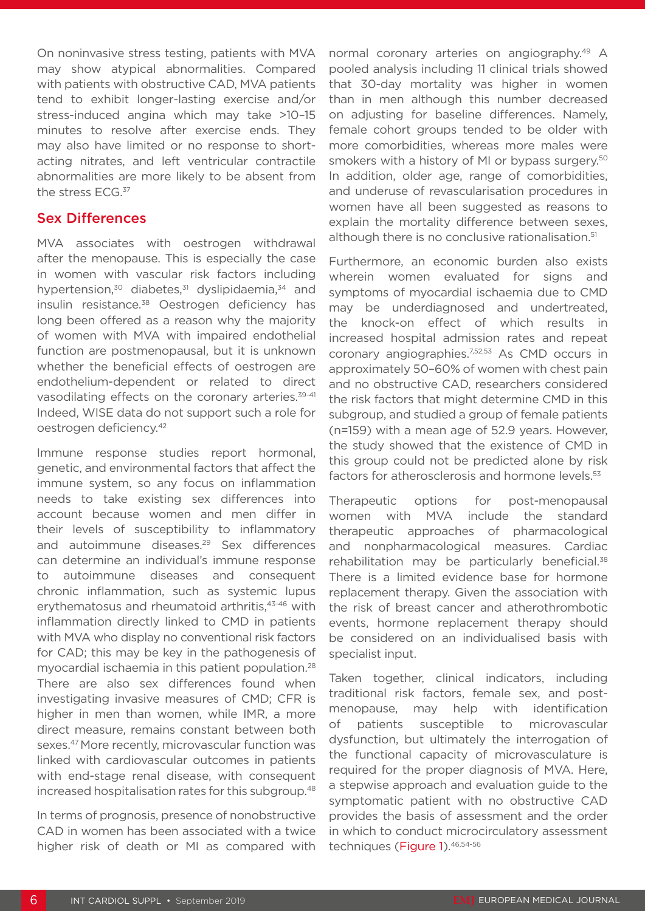On noninvasive stress testing, patients with MVA may show atypical abnormalities. Compared with patients with obstructive CAD, MVA patients tend to exhibit longer-lasting exercise and/or stress-induced angina which may take >10–15 minutes to resolve after exercise ends. They may also have limited or no response to short-acting nitrates, and left ventricular contractile abnormalities are more likely to be absent from the stress ECG.[37]

## Sex Differences

MVA associates with oestrogen withdrawal after the menopause. This is especially the case in women with vascular risk factors including hypertension,[30] diabetes,[31] dyslipidaemia,[34] and insulin resistance.[38] Oestrogen deficiency has long been offered as a reason why the majority of women with MVA with impaired endothelial function are postmenopausal, but it is unknown whether the beneficial effects of oestrogen are endothelium-dependent or related to direct vasodilating effects on the coronary arteries.[39-41] Indeed, WISE data do not support such a role for oestrogen deficiency.[42]

Immune response studies report hormonal, genetic, and environmental factors that affect the immune system, so any focus on inflammation needs to take existing sex differences into account because women and men differ in their levels of susceptibility to inflammatory and autoimmune diseases.[29] Sex differences can determine an individual's immune response to autoimmune diseases and consequent chronic inflammation, such as systemic lupus erythematosus and rheumatoid arthritis,[43-46] with inflammation directly linked to CMD in patients with MVA who display no conventional risk factors for CAD; this may be key in the pathogenesis of myocardial ischaemia in this patient population.[28] There are also sex differences found when investigating invasive measures of CMD; CFR is higher in men than women, while IMR, a more direct measure, remains constant between both sexes.[47] More recently, microvascular function was linked with cardiovascular outcomes in patients with end-stage renal disease, with consequent increased hospitalisation rates for this subgroup.[48]

In terms of prognosis, presence of nonobstructive CAD in women has been associated with a twice higher risk of death or MI as compared with normal coronary arteries on angiography.[49] A pooled analysis including 11 clinical trials showed that 30-day mortality was higher in women than in men although this number decreased on adjusting for baseline differences. Namely, female cohort groups tended to be older with more comorbidities, whereas more males were smokers with a history of MI or bypass surgery.[50] In addition, older age, range of comorbidities, and underuse of revascularisation procedures in women have all been suggested as reasons to explain the mortality difference between sexes, although there is no conclusive rationalisation.[51]

Furthermore, an economic burden also exists wherein women evaluated for signs and symptoms of myocardial ischaemia due to CMD may be underdiagnosed and undertreated, the knock-on effect of which results in increased hospital admission rates and repeat coronary angiographies.[7,52,53] As CMD occurs in approximately 50–60% of women with chest pain and no obstructive CAD, researchers considered the risk factors that might determine CMD in this subgroup, and studied a group of female patients (n=159) with a mean age of 52.9 years. However, the study showed that the existence of CMD in this group could not be predicted alone by risk factors for atherosclerosis and hormone levels.[53]

Therapeutic options for post-menopausal women with MVA include the standard therapeutic approaches of pharmacological and nonpharmacological measures. Cardiac rehabilitation may be particularly beneficial.[38] There is a limited evidence base for hormone replacement therapy. Given the association with the risk of breast cancer and atherothrombotic events, hormone replacement therapy should be considered on an individualised basis with specialist input.

Taken together, clinical indicators, including traditional risk factors, female sex, and post-menopause, may help with identification of patients susceptible to microvascular dysfunction, but ultimately the interrogation of the functional capacity of microvasculature is required for the proper diagnosis of MVA. Here, a stepwise approach and evaluation guide to the symptomatic patient with no obstructive CAD provides the basis of assessment and the order in which to conduct microcirculatory assessment techniques (Figure 1).[46,54-56]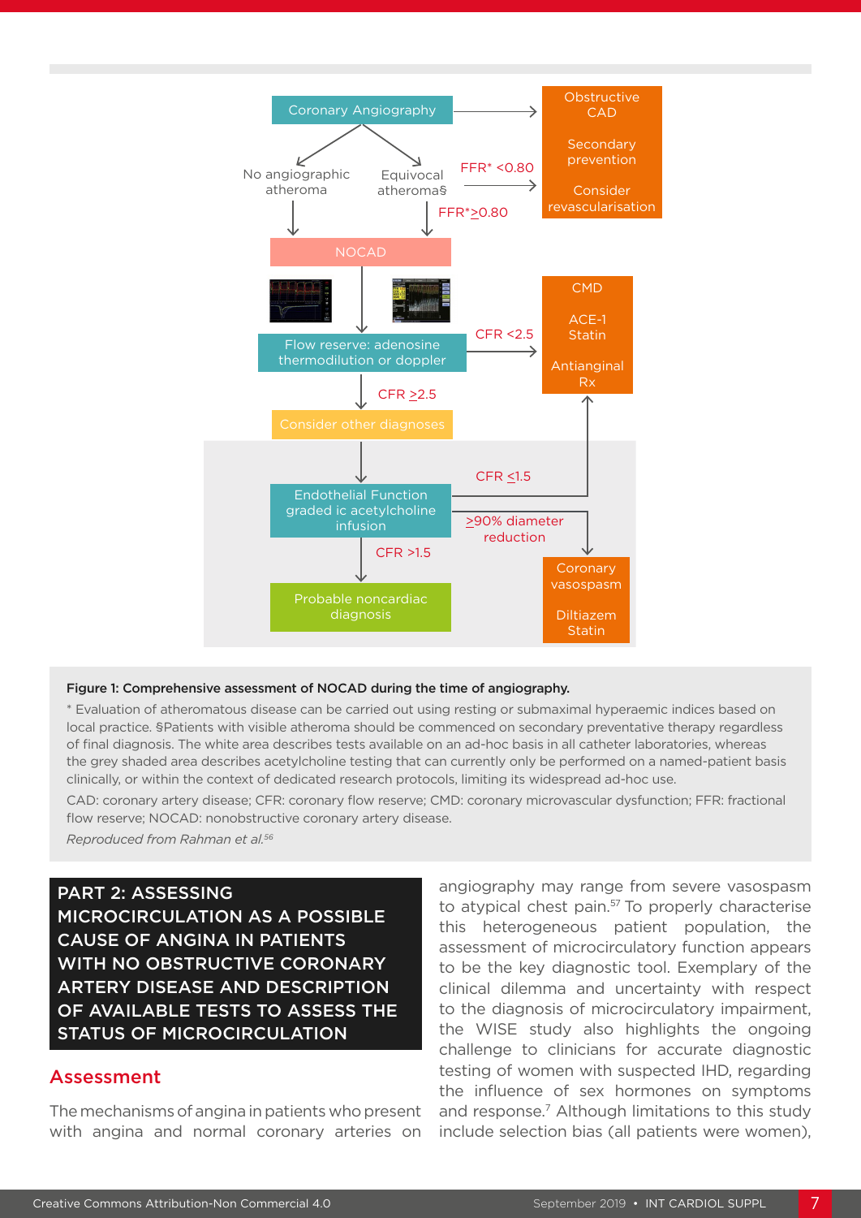Coronary Angiography → Obstructive CAD: Secondary prevention; Consider revascularisation

No angiographic atheroma → NOCAD

Equivocal atheroma§ → FFR* <0.80 → Obstructive CAD

Equivocal atheroma§ → FFR* ≥0.80 → NOCAD

NOCAD → Flow reserve: adenosine thermodilution or doppler

Flow reserve → CFR <2.5 → CMD: ACE-1, Statin; Antianginal Rx

Flow reserve → CFR ≥2.5 → Consider other diagnoses

Consider other diagnoses → Endothelial Function graded ic acetylcholine infusion

Endothelial Function → CFR ≤1.5 → CMD

Endothelial Function → ≥90% diameter reduction → Coronary vasospasm: Diltiazem, Statin

Endothelial Function → CFR >1.5 → Probable noncardiac diagnosis

**Figure 1: Comprehensive assessment of NOCAD during the time of angiography.**

* Evaluation of atheromatous disease can be carried out using resting or submaximal hyperaemic indices based on local practice. §Patients with visible atheroma should be commenced on secondary preventative therapy regardless of final diagnosis. The white area describes tests available on an ad-hoc basis in all catheter laboratories, whereas the grey shaded area describes acetylcholine testing that can currently only be performed on a named-patient basis clinically, or within the context of dedicated research protocols, limiting its widespread ad-hoc use.

CAD: coronary artery disease; CFR: coronary flow reserve; CMD: coronary microvascular dysfunction; FFR: fractional flow reserve; NOCAD: nonobstructive coronary artery disease.

*Reproduced from Rahman et al.*[56]

## PART 2: ASSESSING MICROCIRCULATION AS A POSSIBLE CAUSE OF ANGINA IN PATIENTS WITH NO OBSTRUCTIVE CORONARY ARTERY DISEASE AND DESCRIPTION OF AVAILABLE TESTS TO ASSESS THE STATUS OF MICROCIRCULATION

### Assessment

The mechanisms of angina in patients who present with angina and normal coronary arteries on angiography may range from severe vasospasm to atypical chest pain.[57] To properly characterise this heterogeneous patient population, the assessment of microcirculatory function appears to be the key diagnostic tool. Exemplary of the clinical dilemma and uncertainty with respect to the diagnosis of microcirculatory impairment, the WISE study also highlights the ongoing challenge to clinicians for accurate diagnostic testing of women with suspected IHD, regarding the influence of sex hormones on symptoms and response.[7] Although limitations to this study include selection bias (all patients were women),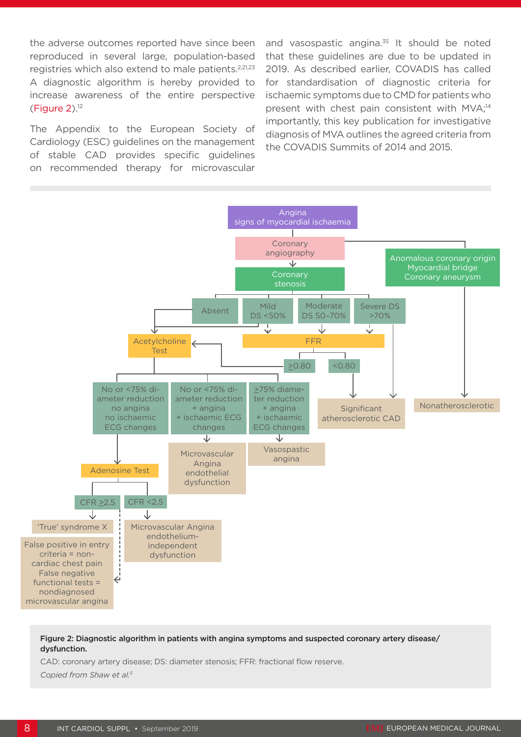the adverse outcomes reported have since been reproduced in several large, population-based registries which also extend to male patients.[2,21,23] A diagnostic algorithm is hereby provided to increase awareness of the entire perspective (Figure 2).[12]

The Appendix to the European Society of Cardiology (ESC) guidelines on the management of stable CAD provides specific guidelines on recommended therapy for microvascular and vasospastic angina.[35] It should be noted that these guidelines are due to be updated in 2019. As described earlier, COVADIS has called for standardisation of diagnostic criteria for ischaemic symptoms due to CMD for patients who present with chest pain consistent with MVA;[14] importantly, this key publication for investigative diagnosis of MVA outlines the agreed criteria from the COVADIS Summits of 2014 and 2015.

Angina signs of myocardial ischaemia → Coronary angiography → Coronary stenosis; Anomalous coronary origin / Myocardial bridge / Coronary aneurysm → Nonatherosclerotic

Coronary stenosis: Absent | Mild DS <50% | Moderate DS 50–70% | Severe DS >70%

Absent, Mild → Acetylcholine Test; Mild, Moderate, Severe → FFR; Severe → Significant atherosclerotic CAD

FFR: ≥0.80 → Acetylcholine Test; <0.80 → Significant atherosclerotic CAD

Acetylcholine Test:
- No or <75% diameter reduction, no angina, no ischaemic ECG changes → Adenosine Test
- No or <75% diameter reduction + angina + ischaemic ECG changes → Microvascular Angina endothelial dysfunction
- ≥75% diameter reduction + angina + ischaemic ECG changes → Vasospastic angina

Adenosine Test:
- CFR ≥2.5 → 'True' syndrome X
- CFR <2.5 → Microvascular Angina endothelium-independent dysfunction

False positive in entry criteria = non-cardiac chest pain
False negative functional tests = nondiagnosed microvascular angina

**Figure 2: Diagnostic algorithm in patients with angina symptoms and suspected coronary artery disease/dysfunction.**

CAD: coronary artery disease; DS: diameter stenosis; FFR: fractional flow reserve.

*Copied from Shaw et al.[5]*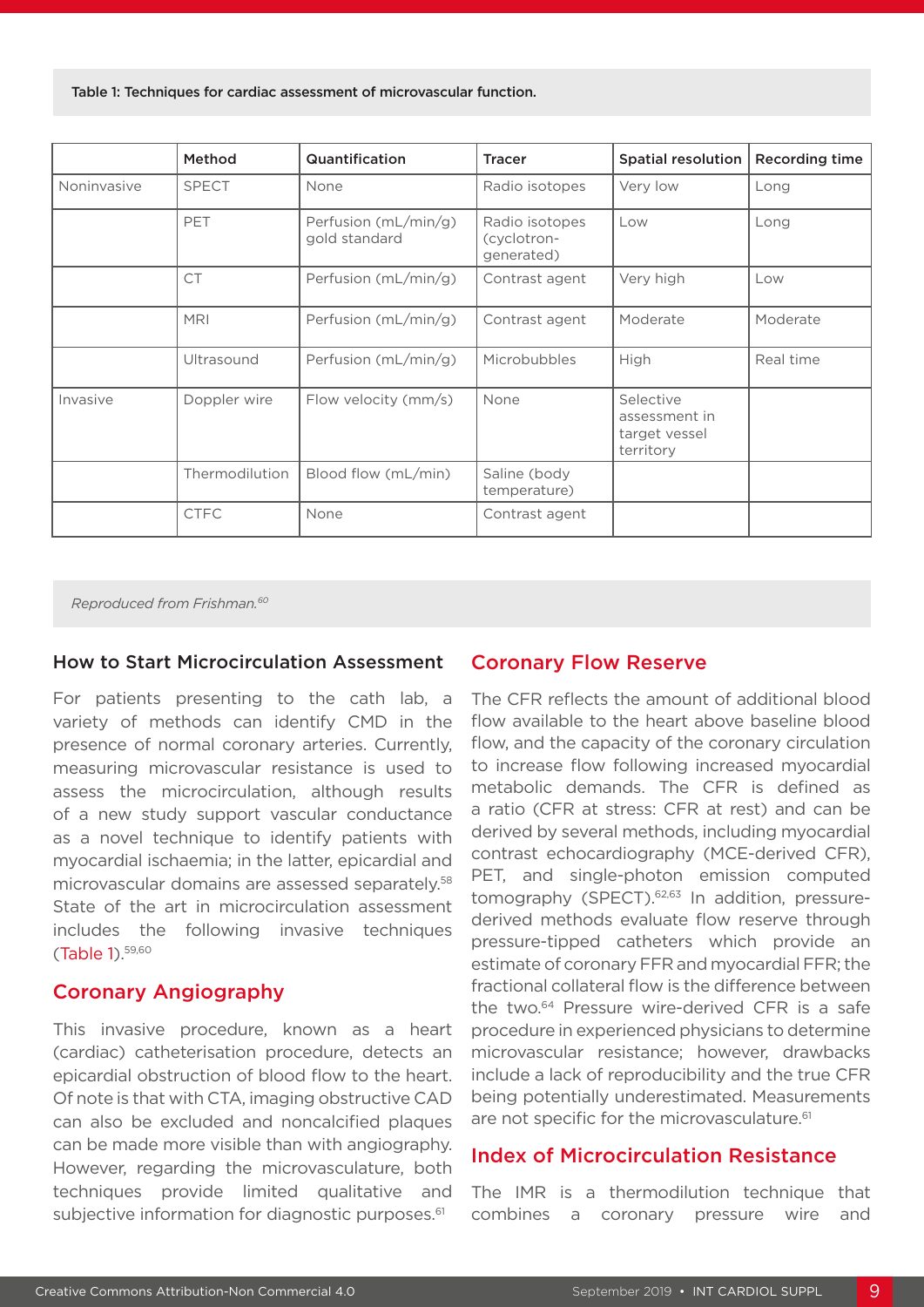Table 1: Techniques for cardiac assessment of microvascular function.

| | Method | Quantification | Tracer | Spatial resolution | Recording time |
|---|---|---|---|---|---|
| Noninvasive | SPECT | None | Radio isotopes | Very low | Long |
| | PET | Perfusion (mL/min/g) gold standard | Radio isotopes (cyclotron-generated) | Low | Long |
| | CT | Perfusion (mL/min/g) | Contrast agent | Very high | Low |
| | MRI | Perfusion (mL/min/g) | Contrast agent | Moderate | Moderate |
| | Ultrasound | Perfusion (mL/min/g) | Microbubbles | High | Real time |
| Invasive | Doppler wire | Flow velocity (mm/s) | None | Selective assessment in target vessel territory | |
| | Thermodilution | Blood flow (mL/min) | Saline (body temperature) | | |
| | CTFC | None | Contrast agent | | |

*Reproduced from Frishman.[60]*

### How to Start Microcirculation Assessment

For patients presenting to the cath lab, a variety of methods can identify CMD in the presence of normal coronary arteries. Currently, measuring microvascular resistance is used to assess the microcirculation, although results of a new study support vascular conductance as a novel technique to identify patients with myocardial ischaemia; in the latter, epicardial and microvascular domains are assessed separately.[58] State of the art in microcirculation assessment includes the following invasive techniques (Table 1).[59,60]

## Coronary Angiography

This invasive procedure, known as a heart (cardiac) catheterisation procedure, detects an epicardial obstruction of blood flow to the heart. Of note is that with CTA, imaging obstructive CAD can also be excluded and noncalcified plaques can be made more visible than with angiography. However, regarding the microvasculature, both techniques provide limited qualitative and subjective information for diagnostic purposes.[61]

## Coronary Flow Reserve

The CFR reflects the amount of additional blood flow available to the heart above baseline blood flow, and the capacity of the coronary circulation to increase flow following increased myocardial metabolic demands. The CFR is defined as a ratio (CFR at stress: CFR at rest) and can be derived by several methods, including myocardial contrast echocardiography (MCE-derived CFR), PET, and single-photon emission computed tomography (SPECT).[62,63] In addition, pressure-derived methods evaluate flow reserve through pressure-tipped catheters which provide an estimate of coronary FFR and myocardial FFR; the fractional collateral flow is the difference between the two.[64] Pressure wire-derived CFR is a safe procedure in experienced physicians to determine microvascular resistance; however, drawbacks include a lack of reproducibility and the true CFR being potentially underestimated. Measurements are not specific for the microvasculature.[61]

## Index of Microcirculation Resistance

The IMR is a thermodilution technique that combines a coronary pressure wire and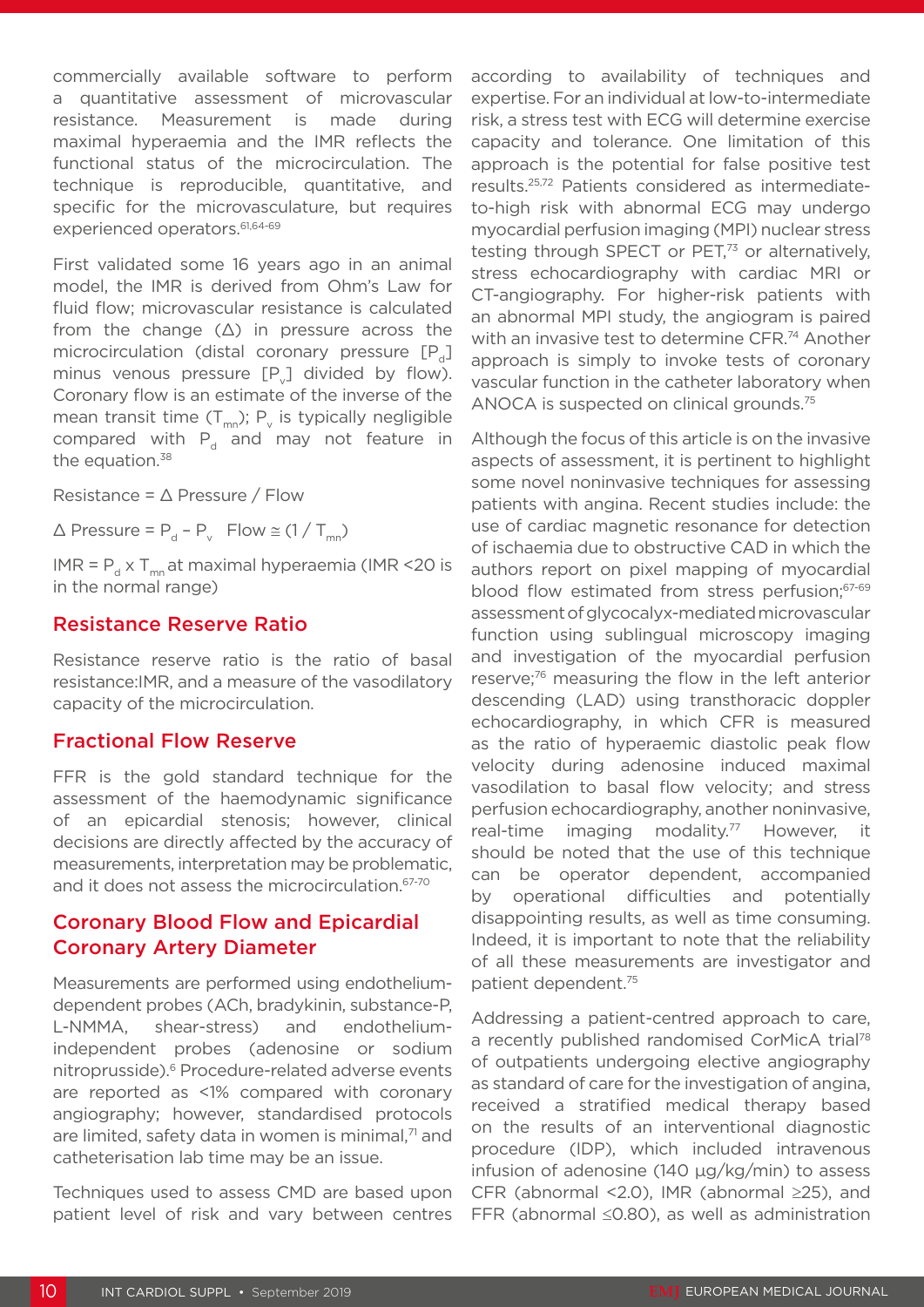commercially available software to perform a quantitative assessment of microvascular resistance. Measurement is made during maximal hyperaemia and the IMR reflects the functional status of the microcirculation. The technique is reproducible, quantitative, and specific for the microvasculature, but requires experienced operators.[61,64-69]

First validated some 16 years ago in an animal model, the IMR is derived from Ohm's Law for fluid flow; microvascular resistance is calculated from the change (Δ) in pressure across the microcirculation (distal coronary pressure [$P_d$] minus venous pressure [$P_v$] divided by flow). Coronary flow is an estimate of the inverse of the mean transit time ($T_{mn}$); $P_v$ is typically negligible compared with $P_d$ and may not feature in the equation.[38]

Resistance = Δ Pressure / Flow

$\Delta$ Pressure = $P_d - P_v$   Flow $\cong (1 / T_{mn})$

IMR = $P_d \times T_{mn}$ at maximal hyperaemia (IMR <20 is in the normal range)

## Resistance Reserve Ratio

Resistance reserve ratio is the ratio of basal resistance:IMR, and a measure of the vasodilatory capacity of the microcirculation.

## Fractional Flow Reserve

FFR is the gold standard technique for the assessment of the haemodynamic significance of an epicardial stenosis; however, clinical decisions are directly affected by the accuracy of measurements, interpretation may be problematic, and it does not assess the microcirculation.[67-70]

## Coronary Blood Flow and Epicardial Coronary Artery Diameter

Measurements are performed using endothelium-dependent probes (ACh, bradykinin, substance-P, L-NMMA, shear-stress) and endothelium-independent probes (adenosine or sodium nitroprusside).[6] Procedure-related adverse events are reported as <1% compared with coronary angiography; however, standardised protocols are limited, safety data in women is minimal,[71] and catheterisation lab time may be an issue.

Techniques used to assess CMD are based upon patient level of risk and vary between centres according to availability of techniques and expertise. For an individual at low-to-intermediate risk, a stress test with ECG will determine exercise capacity and tolerance. One limitation of this approach is the potential for false positive test results.[25,72] Patients considered as intermediate-to-high risk with abnormal ECG may undergo myocardial perfusion imaging (MPI) nuclear stress testing through SPECT or PET,[73] or alternatively, stress echocardiography with cardiac MRI or CT-angiography. For higher-risk patients with an abnormal MPI study, the angiogram is paired with an invasive test to determine CFR.[74] Another approach is simply to invoke tests of coronary vascular function in the catheter laboratory when ANOCA is suspected on clinical grounds.[75]

Although the focus of this article is on the invasive aspects of assessment, it is pertinent to highlight some novel noninvasive techniques for assessing patients with angina. Recent studies include: the use of cardiac magnetic resonance for detection of ischaemia due to obstructive CAD in which the authors report on pixel mapping of myocardial blood flow estimated from stress perfusion;[67-69] assessment of glycocalyx-mediated microvascular function using sublingual microscopy imaging and investigation of the myocardial perfusion reserve;[76] measuring the flow in the left anterior descending (LAD) using transthoracic doppler echocardiography, in which CFR is measured as the ratio of hyperaemic diastolic peak flow velocity during adenosine induced maximal vasodilation to basal flow velocity; and stress perfusion echocardiography, another noninvasive, real-time imaging modality.[77] However, it should be noted that the use of this technique can be operator dependent, accompanied by operational difficulties and potentially disappointing results, as well as time consuming. Indeed, it is important to note that the reliability of all these measurements are investigator and patient dependent.[75]

Addressing a patient-centred approach to care, a recently published randomised CorMicA trial[78] of outpatients undergoing elective angiography as standard of care for the investigation of angina, received a stratified medical therapy based on the results of an interventional diagnostic procedure (IDP), which included intravenous infusion of adenosine (140 µg/kg/min) to assess CFR (abnormal <2.0), IMR (abnormal ≥25), and FFR (abnormal ≤0.80), as well as administration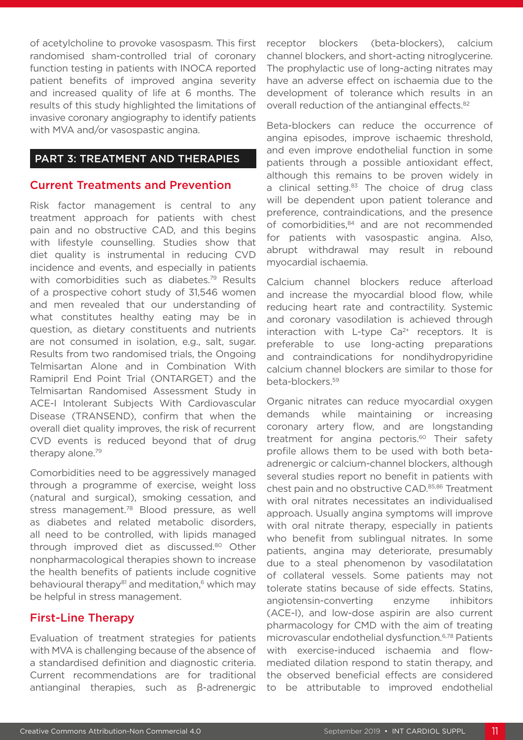of acetylcholine to provoke vasospasm. This first randomised sham-controlled trial of coronary function testing in patients with INOCA reported patient benefits of improved angina severity and increased quality of life at 6 months. The results of this study highlighted the limitations of invasive coronary angiography to identify patients with MVA and/or vasospastic angina.

## PART 3: TREATMENT AND THERAPIES

### Current Treatments and Prevention

Risk factor management is central to any treatment approach for patients with chest pain and no obstructive CAD, and this begins with lifestyle counselling. Studies show that diet quality is instrumental in reducing CVD incidence and events, and especially in patients with comorbidities such as diabetes.[79] Results of a prospective cohort study of 31,546 women and men revealed that our understanding of what constitutes healthy eating may be in question, as dietary constituents and nutrients are not consumed in isolation, e.g., salt, sugar. Results from two randomised trials, the Ongoing Telmisartan Alone and in Combination With Ramipril End Point Trial (ONTARGET) and the Telmisartan Randomised Assessment Study in ACE-I Intolerant Subjects With Cardiovascular Disease (TRANSEND), confirm that when the overall diet quality improves, the risk of recurrent CVD events is reduced beyond that of drug therapy alone.[79]

Comorbidities need to be aggressively managed through a programme of exercise, weight loss (natural and surgical), smoking cessation, and stress management.[78] Blood pressure, as well as diabetes and related metabolic disorders, all need to be controlled, with lipids managed through improved diet as discussed.[80] Other nonpharmacological therapies shown to increase the health benefits of patients include cognitive behavioural therapy[81] and meditation,[6] which may be helpful in stress management.

### First-Line Therapy

Evaluation of treatment strategies for patients with MVA is challenging because of the absence of a standardised definition and diagnostic criteria. Current recommendations are for traditional antianginal therapies, such as β-adrenergic receptor blockers (beta-blockers), calcium channel blockers, and short-acting nitroglycerine. The prophylactic use of long-acting nitrates may have an adverse effect on ischaemia due to the development of tolerance which results in an overall reduction of the antianginal effects.[82]

Beta-blockers can reduce the occurrence of angina episodes, improve ischaemic threshold, and even improve endothelial function in some patients through a possible antioxidant effect, although this remains to be proven widely in a clinical setting.[83] The choice of drug class will be dependent upon patient tolerance and preference, contraindications, and the presence of comorbidities,[84] and are not recommended for patients with vasospastic angina. Also, abrupt withdrawal may result in rebound myocardial ischaemia.

Calcium channel blockers reduce afterload and increase the myocardial blood flow, while reducing heart rate and contractility. Systemic and coronary vasodilation is achieved through interaction with L-type $Ca^{2+}$ receptors. It is preferable to use long-acting preparations and contraindications for nondihydropyridine calcium channel blockers are similar to those for beta-blockers.[59]

Organic nitrates can reduce myocardial oxygen demands while maintaining or increasing coronary artery flow, and are longstanding treatment for angina pectoris.[60] Their safety profile allows them to be used with both beta-adrenergic or calcium-channel blockers, although several studies report no benefit in patients with chest pain and no obstructive CAD.[85,86] Treatment with oral nitrates necessitates an individualised approach. Usually angina symptoms will improve with oral nitrate therapy, especially in patients who benefit from sublingual nitrates. In some patients, angina may deteriorate, presumably due to a steal phenomenon by vasodilatation of collateral vessels. Some patients may not tolerate statins because of side effects. Statins, angiotensin-converting enzyme inhibitors (ACE-I), and low-dose aspirin are also current pharmacology for CMD with the aim of treating microvascular endothelial dysfunction.[6,78] Patients with exercise-induced ischaemia and flow-mediated dilation respond to statin therapy, and the observed beneficial effects are considered to be attributable to improved endothelial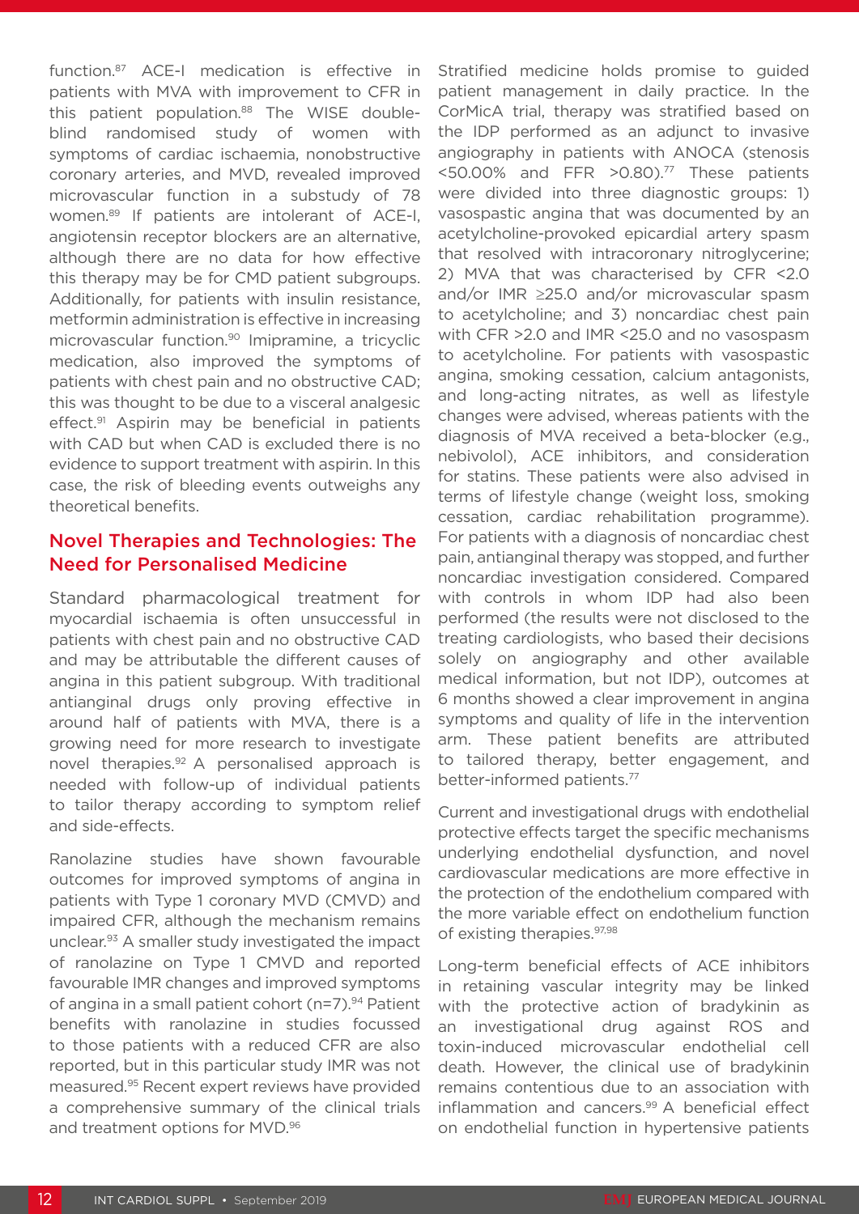function.[87] ACE-I medication is effective in patients with MVA with improvement to CFR in this patient population.[88] The WISE double-blind randomised study of women with symptoms of cardiac ischaemia, nonobstructive coronary arteries, and MVD, revealed improved microvascular function in a substudy of 78 women.[89] If patients are intolerant of ACE-I, angiotensin receptor blockers are an alternative, although there are no data for how effective this therapy may be for CMD patient subgroups. Additionally, for patients with insulin resistance, metformin administration is effective in increasing microvascular function.[90] Imipramine, a tricyclic medication, also improved the symptoms of patients with chest pain and no obstructive CAD; this was thought to be due to a visceral analgesic effect.[91] Aspirin may be beneficial in patients with CAD but when CAD is excluded there is no evidence to support treatment with aspirin. In this case, the risk of bleeding events outweighs any theoretical benefits.

## Novel Therapies and Technologies: The Need for Personalised Medicine

Standard pharmacological treatment for myocardial ischaemia is often unsuccessful in patients with chest pain and no obstructive CAD and may be attributable the different causes of angina in this patient subgroup. With traditional antianginal drugs only proving effective in around half of patients with MVA, there is a growing need for more research to investigate novel therapies.[92] A personalised approach is needed with follow-up of individual patients to tailor therapy according to symptom relief and side-effects.

Ranolazine studies have shown favourable outcomes for improved symptoms of angina in patients with Type 1 coronary MVD (CMVD) and impaired CFR, although the mechanism remains unclear.[93] A smaller study investigated the impact of ranolazine on Type 1 CMVD and reported favourable IMR changes and improved symptoms of angina in a small patient cohort (n=7).[94] Patient benefits with ranolazine in studies focussed to those patients with a reduced CFR are also reported, but in this particular study IMR was not measured.[95] Recent expert reviews have provided a comprehensive summary of the clinical trials and treatment options for MVD.[96]

Stratified medicine holds promise to guided patient management in daily practice. In the CorMicA trial, therapy was stratified based on the IDP performed as an adjunct to invasive angiography in patients with ANOCA (stenosis <50.00% and FFR >0.80).[77] These patients were divided into three diagnostic groups: 1) vasospastic angina that was documented by an acetylcholine-provoked epicardial artery spasm that resolved with intracoronary nitroglycerine; 2) MVA that was characterised by CFR <2.0 and/or IMR ≥25.0 and/or microvascular spasm to acetylcholine; and 3) noncardiac chest pain with CFR >2.0 and IMR <25.0 and no vasospasm to acetylcholine. For patients with vasospastic angina, smoking cessation, calcium antagonists, and long-acting nitrates, as well as lifestyle changes were advised, whereas patients with the diagnosis of MVA received a beta-blocker (e.g., nebivolol), ACE inhibitors, and consideration for statins. These patients were also advised in terms of lifestyle change (weight loss, smoking cessation, cardiac rehabilitation programme). For patients with a diagnosis of noncardiac chest pain, antianginal therapy was stopped, and further noncardiac investigation considered. Compared with controls in whom IDP had also been performed (the results were not disclosed to the treating cardiologists, who based their decisions solely on angiography and other available medical information, but not IDP), outcomes at 6 months showed a clear improvement in angina symptoms and quality of life in the intervention arm. These patient benefits are attributed to tailored therapy, better engagement, and better-informed patients.[77]

Current and investigational drugs with endothelial protective effects target the specific mechanisms underlying endothelial dysfunction, and novel cardiovascular medications are more effective in the protection of the endothelium compared with the more variable effect on endothelium function of existing therapies.[97,98]

Long-term beneficial effects of ACE inhibitors in retaining vascular integrity may be linked with the protective action of bradykinin as an investigational drug against ROS and toxin-induced microvascular endothelial cell death. However, the clinical use of bradykinin remains contentious due to an association with inflammation and cancers.[99] A beneficial effect on endothelial function in hypertensive patients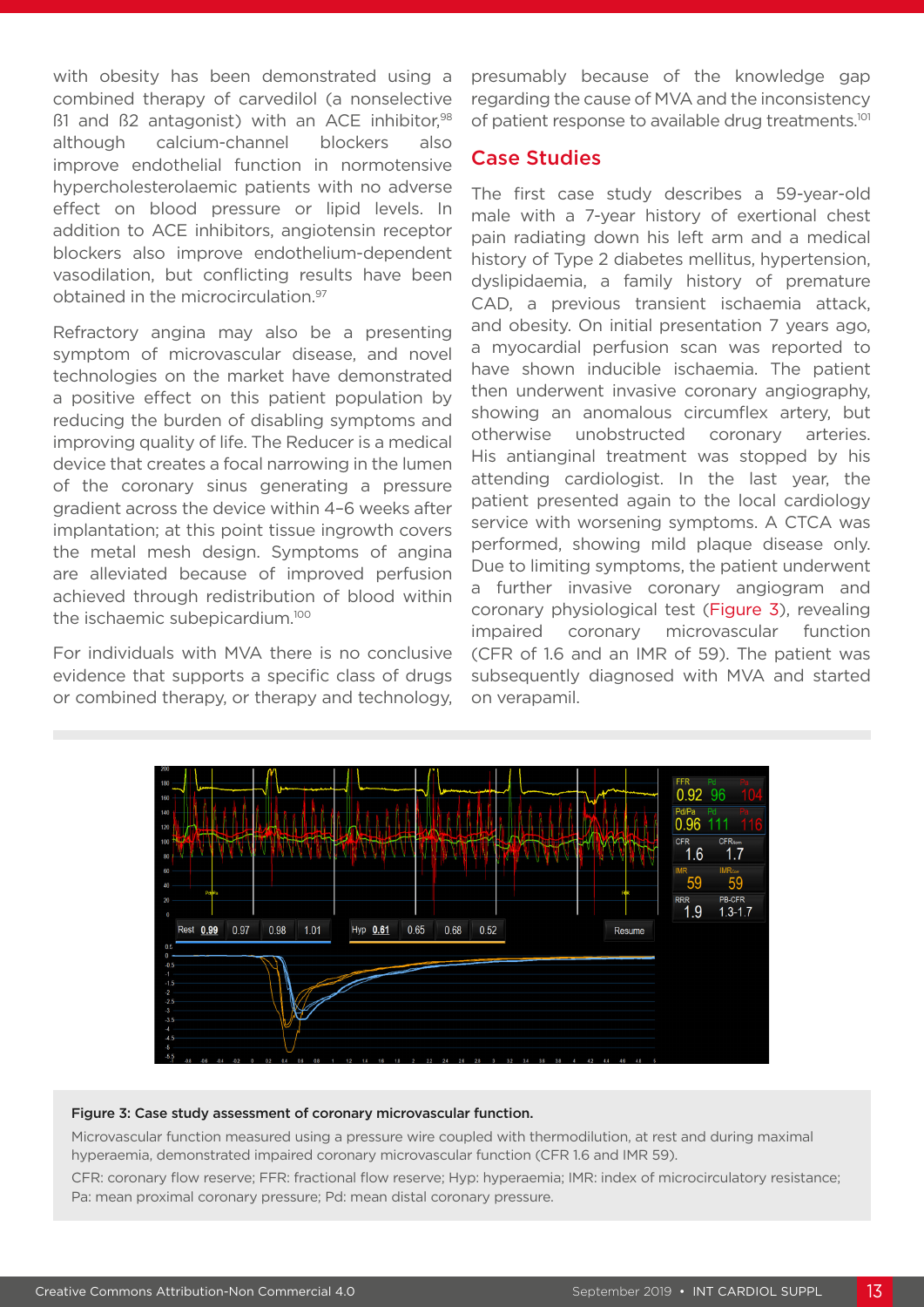with obesity has been demonstrated using a combined therapy of carvedilol (a nonselective ß1 and ß2 antagonist) with an ACE inhibitor,[98] although calcium-channel blockers also improve endothelial function in normotensive hypercholesterolaemic patients with no adverse effect on blood pressure or lipid levels. In addition to ACE inhibitors, angiotensin receptor blockers also improve endothelium-dependent vasodilation, but conflicting results have been obtained in the microcirculation.[97]

Refractory angina may also be a presenting symptom of microvascular disease, and novel technologies on the market have demonstrated a positive effect on this patient population by reducing the burden of disabling symptoms and improving quality of life. The Reducer is a medical device that creates a focal narrowing in the lumen of the coronary sinus generating a pressure gradient across the device within 4–6 weeks after implantation; at this point tissue ingrowth covers the metal mesh design. Symptoms of angina are alleviated because of improved perfusion achieved through redistribution of blood within the ischaemic subepicardium.[100]

For individuals with MVA there is no conclusive evidence that supports a specific class of drugs or combined therapy, or therapy and technology, presumably because of the knowledge gap regarding the cause of MVA and the inconsistency of patient response to available drug treatments.[101]

## Case Studies

The first case study describes a 59-year-old male with a 7-year history of exertional chest pain radiating down his left arm and a medical history of Type 2 diabetes mellitus, hypertension, dyslipidaemia, a family history of premature CAD, a previous transient ischaemia attack, and obesity. On initial presentation 7 years ago, a myocardial perfusion scan was reported to have shown inducible ischaemia. The patient then underwent invasive coronary angiography, showing an anomalous circumflex artery, but otherwise unobstructed coronary arteries. His antianginal treatment was stopped by his attending cardiologist. In the last year, the patient presented again to the local cardiology service with worsening symptoms. A CTCA was performed, showing mild plaque disease only. Due to limiting symptoms, the patient underwent a further invasive coronary angiogram and coronary physiological test (Figure 3), revealing impaired coronary microvascular function (CFR of 1.6 and an IMR of 59). The patient was subsequently diagnosed with MVA and started on verapamil.

**Figure 3: Case study assessment of coronary microvascular function.**

Microvascular function measured using a pressure wire coupled with thermodilution, at rest and during maximal hyperaemia, demonstrated impaired coronary microvascular function (CFR 1.6 and IMR 59).

CFR: coronary flow reserve; FFR: fractional flow reserve; Hyp: hyperaemia; IMR: index of microcirculatory resistance; Pa: mean proximal coronary pressure; Pd: mean distal coronary pressure.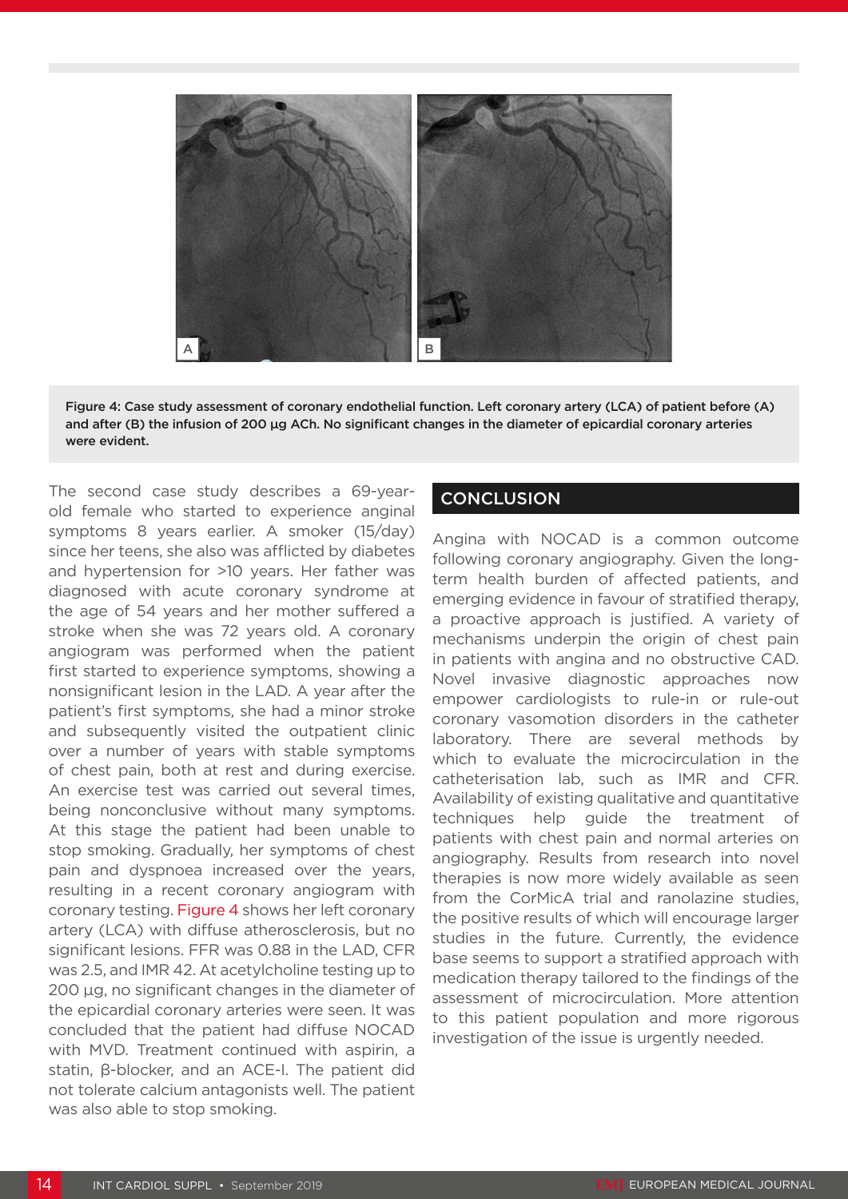Figure 4: Case study assessment of coronary endothelial function. Left coronary artery (LCA) of patient before (A) and after (B) the infusion of 200 µg ACh. No significant changes in the diameter of epicardial coronary arteries were evident.

The second case study describes a 69-year-old female who started to experience anginal symptoms 8 years earlier. A smoker (15/day) since her teens, she also was afflicted by diabetes and hypertension for >10 years. Her father was diagnosed with acute coronary syndrome at the age of 54 years and her mother suffered a stroke when she was 72 years old. A coronary angiogram was performed when the patient first started to experience symptoms, showing a nonsignificant lesion in the LAD. A year after the patient's first symptoms, she had a minor stroke and subsequently visited the outpatient clinic over a number of years with stable symptoms of chest pain, both at rest and during exercise. An exercise test was carried out several times, being nonconclusive without many symptoms. At this stage the patient had been unable to stop smoking. Gradually, her symptoms of chest pain and dyspnoea increased over the years, resulting in a recent coronary angiogram with coronary testing. Figure 4 shows her left coronary artery (LCA) with diffuse atherosclerosis, but no significant lesions. FFR was 0.88 in the LAD, CFR was 2.5, and IMR 42. At acetylcholine testing up to 200 µg, no significant changes in the diameter of the epicardial coronary arteries were seen. It was concluded that the patient had diffuse NOCAD with MVD. Treatment continued with aspirin, a statin, β-blocker, and an ACE-I. The patient did not tolerate calcium antagonists well. The patient was also able to stop smoking.

## CONCLUSION

Angina with NOCAD is a common outcome following coronary angiography. Given the long-term health burden of affected patients, and emerging evidence in favour of stratified therapy, a proactive approach is justified. A variety of mechanisms underpin the origin of chest pain in patients with angina and no obstructive CAD. Novel invasive diagnostic approaches now empower cardiologists to rule-in or rule-out coronary vasomotion disorders in the catheter laboratory. There are several methods by which to evaluate the microcirculation in the catheterisation lab, such as IMR and CFR. Availability of existing qualitative and quantitative techniques help guide the treatment of patients with chest pain and normal arteries on angiography. Results from research into novel therapies is now more widely available as seen from the CorMicA trial and ranolazine studies, the positive results of which will encourage larger studies in the future. Currently, the evidence base seems to support a stratified approach with medication therapy tailored to the findings of the assessment of microcirculation. More attention to this patient population and more rigorous investigation of the issue is urgently needed.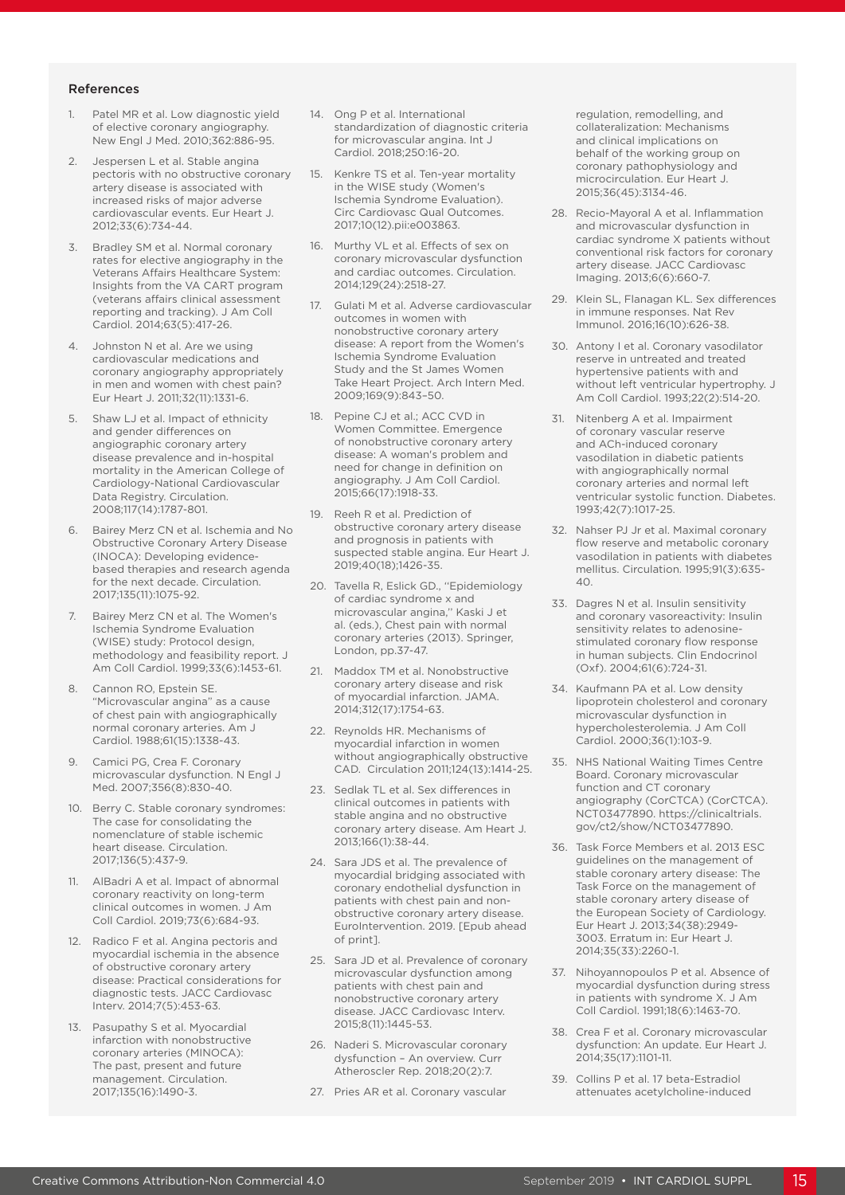## References

1. Patel MR et al. Low diagnostic yield of elective coronary angiography. New Engl J Med. 2010;362:886-95.
2. Jespersen L et al. Stable angina pectoris with no obstructive coronary artery disease is associated with increased risks of major adverse cardiovascular events. Eur Heart J. 2012;33(6):734-44.
3. Bradley SM et al. Normal coronary rates for elective angiography in the Veterans Affairs Healthcare System: Insights from the VA CART program (veterans affairs clinical assessment reporting and tracking). J Am Coll Cardiol. 2014;63(5):417-26.
4. Johnston N et al. Are we using cardiovascular medications and coronary angiography appropriately in men and women with chest pain? Eur Heart J. 2011;32(11):1331-6.
5. Shaw LJ et al. Impact of ethnicity and gender differences on angiographic coronary artery disease prevalence and in-hospital mortality in the American College of Cardiology-National Cardiovascular Data Registry. Circulation. 2008;117(14):1787-801.
6. Bairey Merz CN et al. Ischemia and No Obstructive Coronary Artery Disease (INOCA): Developing evidence-based therapies and research agenda for the next decade. Circulation. 2017;135(11):1075-92.
7. Bairey Merz CN et al. The Women's Ischemia Syndrome Evaluation (WISE) study: Protocol design, methodology and feasibility report. J Am Coll Cardiol. 1999;33(6):1453-61.
8. Cannon RO, Epstein SE. "Microvascular angina" as a cause of chest pain with angiographically normal coronary arteries. Am J Cardiol. 1988;61(15):1338-43.
9. Camici PG, Crea F. Coronary microvascular dysfunction. N Engl J Med. 2007;356(8):830-40.
10. Berry C. Stable coronary syndromes: The case for consolidating the nomenclature of stable ischemic heart disease. Circulation. 2017;136(5):437-9.
11. AlBadri A et al. Impact of abnormal coronary reactivity on long-term clinical outcomes in women. J Am Coll Cardiol. 2019;73(6):684-93.
12. Radico F et al. Angina pectoris and myocardial ischemia in the absence of obstructive coronary artery disease: Practical considerations for diagnostic tests. JACC Cardiovasc Interv. 2014;7(5):453-63.
13. Pasupathy S et al. Myocardial infarction with nonobstructive coronary arteries (MINOCA): The past, present and future management. Circulation. 2017;135(16):1490-3.
14. Ong P et al. International standardization of diagnostic criteria for microvascular angina. Int J Cardiol. 2018;250:16-20.
15. Kenkre TS et al. Ten-year mortality in the WISE study (Women's Ischemia Syndrome Evaluation). Circ Cardiovasc Qual Outcomes. 2017;10(12).pii:e003863.
16. Murthy VL et al. Effects of sex on coronary microvascular dysfunction and cardiac outcomes. Circulation. 2014;129(24):2518-27.
17. Gulati M et al. Adverse cardiovascular outcomes in women with nonobstructive coronary artery disease: A report from the Women's Ischemia Syndrome Evaluation Study and the St James Women Take Heart Project. Arch Intern Med. 2009;169(9):843–50.
18. Pepine CJ et al.; ACC CVD in Women Committee. Emergence of nonobstructive coronary artery disease: A woman's problem and need for change in definition on angiography. J Am Coll Cardiol. 2015;66(17):1918-33.
19. Reeh R et al. Prediction of obstructive coronary artery disease and prognosis in patients with suspected stable angina. Eur Heart J. 2019;40(18);1426-35.
20. Tavella R, Eslick GD., "Epidemiology of cardiac syndrome x and microvascular angina," Kaski J et al. (eds.), Chest pain with normal coronary arteries (2013). Springer, London, pp.37-47.
21. Maddox TM et al. Nonobstructive coronary artery disease and risk of myocardial infarction. JAMA. 2014;312(17):1754-63.
22. Reynolds HR. Mechanisms of myocardial infarction in women without angiographically obstructive CAD. Circulation 2011;124(13):1414-25.
23. Sedlak TL et al. Sex differences in clinical outcomes in patients with stable angina and no obstructive coronary artery disease. Am Heart J. 2013;166(1):38-44.
24. Sara JDS et al. The prevalence of myocardial bridging associated with coronary endothelial dysfunction in patients with chest pain and non-obstructive coronary artery disease. EuroIntervention. 2019. [Epub ahead of print].
25. Sara JD et al. Prevalence of coronary microvascular dysfunction among patients with chest pain and nonobstructive coronary artery disease. JACC Cardiovasc Interv. 2015;8(11):1445-53.
26. Naderi S. Microvascular coronary dysfunction – An overview. Curr Atheroscler Rep. 2018;20(2):7.
27. Pries AR et al. Coronary vascular regulation, remodelling, and collateralization: Mechanisms and clinical implications on behalf of the working group on coronary pathophysiology and microcirculation. Eur Heart J. 2015;36(45):3134-46.
28. Recio-Mayoral A et al. Inflammation and microvascular dysfunction in cardiac syndrome X patients without conventional risk factors for coronary artery disease. JACC Cardiovasc Imaging. 2013;6(6):660-7.
29. Klein SL, Flanagan KL. Sex differences in immune responses. Nat Rev Immunol. 2016;16(10):626-38.
30. Antony I et al. Coronary vasodilator reserve in untreated and treated hypertensive patients with and without left ventricular hypertrophy. J Am Coll Cardiol. 1993;22(2):514-20.
31. Nitenberg A et al. Impairment of coronary vascular reserve and ACh-induced coronary vasodilation in diabetic patients with angiographically normal coronary arteries and normal left ventricular systolic function. Diabetes. 1993;42(7):1017-25.
32. Nahser PJ Jr et al. Maximal coronary flow reserve and metabolic coronary vasodilation in patients with diabetes mellitus. Circulation. 1995;91(3):635-40.
33. Dagres N et al. Insulin sensitivity and coronary vasoreactivity: Insulin sensitivity relates to adenosine-stimulated coronary flow response in human subjects. Clin Endocrinol (Oxf). 2004;61(6):724-31.
34. Kaufmann PA et al. Low density lipoprotein cholesterol and coronary microvascular dysfunction in hypercholesterolemia. J Am Coll Cardiol. 2000;36(1):103-9.
35. NHS National Waiting Times Centre Board. Coronary microvascular function and CT coronary angiography (CorCTCA) (CorCTCA). NCT03477890. https://clinicaltrials.gov/ct2/show/NCT03477890.
36. Task Force Members et al. 2013 ESC guidelines on the management of stable coronary artery disease: The Task Force on the management of stable coronary artery disease of the European Society of Cardiology. Eur Heart J. 2013;34(38):2949-3003. Erratum in: Eur Heart J. 2014;35(33):2260-1.
37. Nihoyannopoulos P et al. Absence of myocardial dysfunction during stress in patients with syndrome X. J Am Coll Cardiol. 1991;18(6):1463-70.
38. Crea F et al. Coronary microvascular dysfunction: An update. Eur Heart J. 2014;35(17):1101-11.
39. Collins P et al. 17 beta-Estradiol attenuates acetylcholine-induced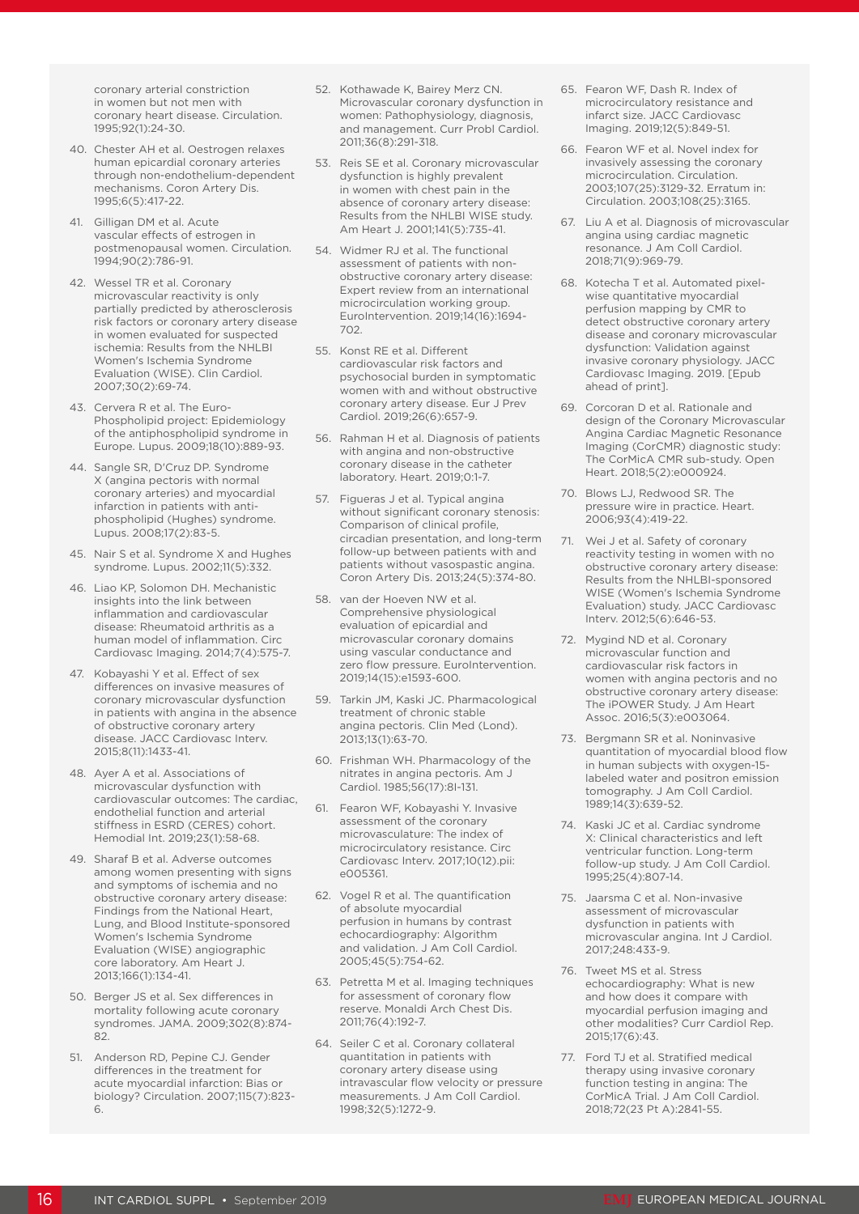coronary arterial constriction in women but not men with coronary heart disease. Circulation. 1995;92(1):24-30.

40. Chester AH et al. Oestrogen relaxes human epicardial coronary arteries through non-endothelium-dependent mechanisms. Coron Artery Dis. 1995;6(5):417-22.

41. Gilligan DM et al. Acute vascular effects of estrogen in postmenopausal women. Circulation. 1994;90(2):786-91.

42. Wessel TR et al. Coronary microvascular reactivity is only partially predicted by atherosclerosis risk factors or coronary artery disease in women evaluated for suspected ischemia: Results from the NHLBI Women's Ischemia Syndrome Evaluation (WISE). Clin Cardiol. 2007;30(2):69-74.

43. Cervera R et al. The Euro-Phospholipid project: Epidemiology of the antiphospholipid syndrome in Europe. Lupus. 2009;18(10):889-93.

44. Sangle SR, D'Cruz DP. Syndrome X (angina pectoris with normal coronary arteries) and myocardial infarction in patients with anti-phospholipid (Hughes) syndrome. Lupus. 2008;17(2):83-5.

45. Nair S et al. Syndrome X and Hughes syndrome. Lupus. 2002;11(5):332.

46. Liao KP, Solomon DH. Mechanistic insights into the link between inflammation and cardiovascular disease: Rheumatoid arthritis as a human model of inflammation. Circ Cardiovasc Imaging. 2014;7(4):575-7.

47. Kobayashi Y et al. Effect of sex differences on invasive measures of coronary microvascular dysfunction in patients with angina in the absence of obstructive coronary artery disease. JACC Cardiovasc Interv. 2015;8(11):1433-41.

48. Ayer A et al. Associations of microvascular dysfunction with cardiovascular outcomes: The cardiac, endothelial function and arterial stiffness in ESRD (CERES) cohort. Hemodial Int. 2019;23(1):58-68.

49. Sharaf B et al. Adverse outcomes among women presenting with signs and symptoms of ischemia and no obstructive coronary artery disease: Findings from the National Heart, Lung, and Blood Institute-sponsored Women's Ischemia Syndrome Evaluation (WISE) angiographic core laboratory. Am Heart J. 2013;166(1):134-41.

50. Berger JS et al. Sex differences in mortality following acute coronary syndromes. JAMA. 2009;302(8):874-82.

51. Anderson RD, Pepine CJ. Gender differences in the treatment for acute myocardial infarction: Bias or biology? Circulation. 2007;115(7):823-6.

52. Kothawade K, Bairey Merz CN. Microvascular coronary dysfunction in women: Pathophysiology, diagnosis, and management. Curr Probl Cardiol. 2011;36(8):291-318.

53. Reis SE et al. Coronary microvascular dysfunction is highly prevalent in women with chest pain in the absence of coronary artery disease: Results from the NHLBI WISE study. Am Heart J. 2001;141(5):735-41.

54. Widmer RJ et al. The functional assessment of patients with non-obstructive coronary artery disease: Expert review from an international microcirculation working group. EuroIntervention. 2019;14(16):1694-702.

55. Konst RE et al. Different cardiovascular risk factors and psychosocial burden in symptomatic women with and without obstructive coronary artery disease. Eur J Prev Cardiol. 2019;26(6):657-9.

56. Rahman H et al. Diagnosis of patients with angina and non-obstructive coronary disease in the catheter laboratory. Heart. 2019;0:1-7.

57. Figueras J et al. Typical angina without significant coronary stenosis: Comparison of clinical profile, circadian presentation, and long-term follow-up between patients with and patients without vasospastic angina. Coron Artery Dis. 2013;24(5):374-80.

58. van der Hoeven NW et al. Comprehensive physiological evaluation of epicardial and microvascular coronary domains using vascular conductance and zero flow pressure. EuroIntervention. 2019;14(15):e1593-600.

59. Tarkin JM, Kaski JC. Pharmacological treatment of chronic stable angina pectoris. Clin Med (Lond). 2013;13(1):63-70.

60. Frishman WH. Pharmacology of the nitrates in angina pectoris. Am J Cardiol. 1985;56(17):8I-13I.

61. Fearon WF, Kobayashi Y. Invasive assessment of the coronary microvasculature: The index of microcirculatory resistance. Circ Cardiovasc Interv. 2017;10(12).pii: e005361.

62. Vogel R et al. The quantification of absolute myocardial perfusion in humans by contrast echocardiography: Algorithm and validation. J Am Coll Cardiol. 2005;45(5):754-62.

63. Petretta M et al. Imaging techniques for assessment of coronary flow reserve. Monaldi Arch Chest Dis. 2011;76(4):192-7.

64. Seiler C et al. Coronary collateral quantitation in patients with coronary artery disease using intravascular flow velocity or pressure measurements. J Am Coll Cardiol. 1998;32(5):1272-9.

65. Fearon WF, Dash R. Index of microcirculatory resistance and infarct size. JACC Cardiovasc Imaging. 2019;12(5):849-51.

66. Fearon WF et al. Novel index for invasively assessing the coronary microcirculation. Circulation. 2003;107(25):3129-32. Erratum in: Circulation. 2003;108(25):3165.

67. Liu A et al. Diagnosis of microvascular angina using cardiac magnetic resonance. J Am Coll Cardiol. 2018;71(9):969-79.

68. Kotecha T et al. Automated pixel-wise quantitative myocardial perfusion mapping by CMR to detect obstructive coronary artery disease and coronary microvascular dysfunction: Validation against invasive coronary physiology. JACC Cardiovasc Imaging. 2019. [Epub ahead of print].

69. Corcoran D et al. Rationale and design of the Coronary Microvascular Angina Cardiac Magnetic Resonance Imaging (CorCMR) diagnostic study: The CorMicA CMR sub-study. Open Heart. 2018;5(2):e000924.

70. Blows LJ, Redwood SR. The pressure wire in practice. Heart. 2006;93(4):419-22.

71. Wei J et al. Safety of coronary reactivity testing in women with no obstructive coronary artery disease: Results from the NHLBI-sponsored WISE (Women's Ischemia Syndrome Evaluation) study. JACC Cardiovasc Interv. 2012;5(6):646-53.

72. Mygind ND et al. Coronary microvascular function and cardiovascular risk factors in women with angina pectoris and no obstructive coronary artery disease: The iPOWER Study. J Am Heart Assoc. 2016;5(3):e003064.

73. Bergmann SR et al. Noninvasive quantitation of myocardial blood flow in human subjects with oxygen-15-labeled water and positron emission tomography. J Am Coll Cardiol. 1989;14(3):639-52.

74. Kaski JC et al. Cardiac syndrome X: Clinical characteristics and left ventricular function. Long-term follow-up study. J Am Coll Cardiol. 1995;25(4):807-14.

75. Jaarsma C et al. Non-invasive assessment of microvascular dysfunction in patients with microvascular angina. Int J Cardiol. 2017;248:433-9.

76. Tweet MS et al. Stress echocardiography: What is new and how does it compare with myocardial perfusion imaging and other modalities? Curr Cardiol Rep. 2015;17(6):43.

77. Ford TJ et al. Stratified medical therapy using invasive coronary function testing in angina: The CorMicA Trial. J Am Coll Cardiol. 2018;72(23 Pt A):2841-55.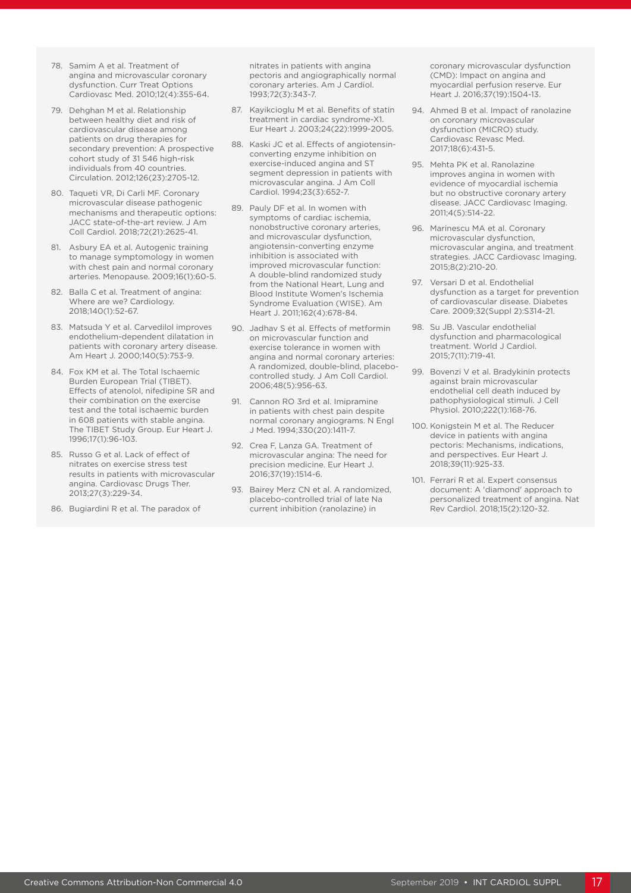78. Samim A et al. Treatment of angina and microvascular coronary dysfunction. Curr Treat Options Cardiovasc Med. 2010;12(4):355-64.
79. Dehghan M et al. Relationship between healthy diet and risk of cardiovascular disease among patients on drug therapies for secondary prevention: A prospective cohort study of 31 546 high-risk individuals from 40 countries. Circulation. 2012;126(23):2705-12.
80. Taqueti VR, Di Carli MF. Coronary microvascular disease pathogenic mechanisms and therapeutic options: JACC state-of-the-art review. J Am Coll Cardiol. 2018;72(21):2625-41.
81. Asbury EA et al. Autogenic training to manage symptomology in women with chest pain and normal coronary arteries. Menopause. 2009;16(1):60-5.
82. Balla C et al. Treatment of angina: Where are we? Cardiology. 2018;140(1):52-67.
83. Matsuda Y et al. Carvedilol improves endothelium-dependent dilatation in patients with coronary artery disease. Am Heart J. 2000;140(5):753-9.
84. Fox KM et al. The Total Ischaemic Burden European Trial (TIBET). Effects of atenolol, nifedipine SR and their combination on the exercise test and the total ischaemic burden in 608 patients with stable angina. The TIBET Study Group. Eur Heart J. 1996;17(1):96-103.
85. Russo G et al. Lack of effect of nitrates on exercise stress test results in patients with microvascular angina. Cardiovasc Drugs Ther. 2013;27(3):229-34.
86. Bugiardini R et al. The paradox of nitrates in patients with angina pectoris and angiographically normal coronary arteries. Am J Cardiol. 1993;72(3):343-7.
87. Kayikcioglu M et al. Benefits of statin treatment in cardiac syndrome-X1. Eur Heart J. 2003;24(22):1999-2005.
88. Kaski JC et al. Effects of angiotensin-converting enzyme inhibition on exercise-induced angina and ST segment depression in patients with microvascular angina. J Am Coll Cardiol. 1994;23(3):652-7.
89. Pauly DF et al. In women with symptoms of cardiac ischemia, nonobstructive coronary arteries, and microvascular dysfunction, angiotensin-converting enzyme inhibition is associated with improved microvascular function: A double-blind randomized study from the National Heart, Lung and Blood Institute Women's Ischemia Syndrome Evaluation (WISE). Am Heart J. 2011;162(4):678-84.
90. Jadhav S et al. Effects of metformin on microvascular function and exercise tolerance in women with angina and normal coronary arteries: A randomized, double-blind, placebo-controlled study. J Am Coll Cardiol. 2006;48(5):956-63.
91. Cannon RO 3rd et al. Imipramine in patients with chest pain despite normal coronary angiograms. N Engl J Med. 1994;330(20):1411-7.
92. Crea F, Lanza GA. Treatment of microvascular angina: The need for precision medicine. Eur Heart J. 2016;37(19):1514-6.
93. Bairey Merz CN et al. A randomized, placebo-controlled trial of late Na current inhibition (ranolazine) in coronary microvascular dysfunction (CMD): Impact on angina and myocardial perfusion reserve. Eur Heart J. 2016;37(19):1504-13.
94. Ahmed B et al. Impact of ranolazine on coronary microvascular dysfunction (MICRO) study. Cardiovasc Revasc Med. 2017;18(6):431-5.
95. Mehta PK et al. Ranolazine improves angina in women with evidence of myocardial ischemia but no obstructive coronary artery disease. JACC Cardiovasc Imaging. 2011;4(5):514-22.
96. Marinescu MA et al. Coronary microvascular dysfunction, microvascular angina, and treatment strategies. JACC Cardiovasc Imaging. 2015;8(2):210-20.
97. Versari D et al. Endothelial dysfunction as a target for prevention of cardiovascular disease. Diabetes Care. 2009;32(Suppl 2):S314-21.
98. Su JB. Vascular endothelial dysfunction and pharmacological treatment. World J Cardiol. 2015;7(11):719-41.
99. Bovenzi V et al. Bradykinin protects against brain microvascular endothelial cell death induced by pathophysiological stimuli. J Cell Physiol. 2010;222(1):168-76.
100. Konigstein M et al. The Reducer device in patients with angina pectoris: Mechanisms, indications, and perspectives. Eur Heart J. 2018;39(11):925-33.
101. Ferrari R et al. Expert consensus document: A 'diamond' approach to personalized treatment of angina. Nat Rev Cardiol. 2018;15(2):120-32.